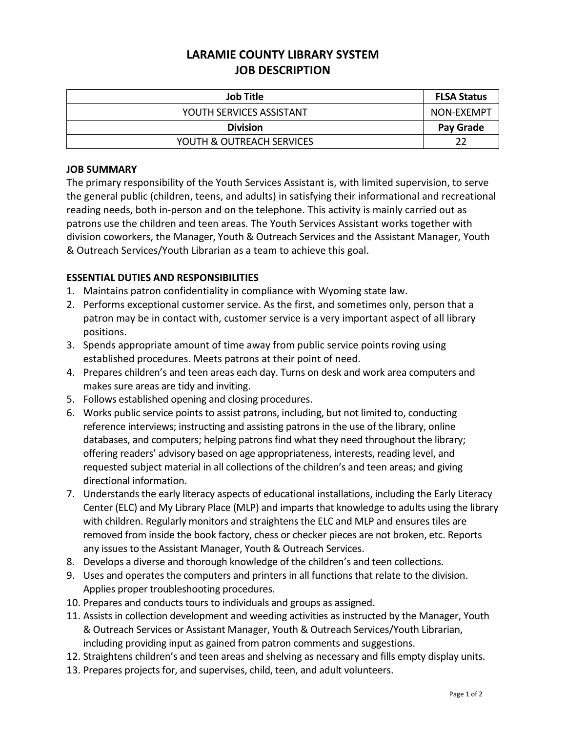# LARAMIE COUNTY LIBRARY SYSTEM
# JOB DESCRIPTION

| Job Title | FLSA Status |
|---|---|
| YOUTH SERVICES ASSISTANT | NON-EXEMPT |
| **Division** | **Pay Grade** |
| YOUTH & OUTREACH SERVICES | 22 |

## JOB SUMMARY

The primary responsibility of the Youth Services Assistant is, with limited supervision, to serve the general public (children, teens, and adults) in satisfying their informational and recreational reading needs, both in-person and on the telephone. This activity is mainly carried out as patrons use the children and teen areas. The Youth Services Assistant works together with division coworkers, the Manager, Youth & Outreach Services and the Assistant Manager, Youth & Outreach Services/Youth Librarian as a team to achieve this goal.

## ESSENTIAL DUTIES AND RESPONSIBILITIES

1. Maintains patron confidentiality in compliance with Wyoming state law.
2. Performs exceptional customer service. As the first, and sometimes only, person that a patron may be in contact with, customer service is a very important aspect of all library positions.
3. Spends appropriate amount of time away from public service points roving using established procedures. Meets patrons at their point of need.
4. Prepares children's and teen areas each day. Turns on desk and work area computers and makes sure areas are tidy and inviting.
5. Follows established opening and closing procedures.
6. Works public service points to assist patrons, including, but not limited to, conducting reference interviews; instructing and assisting patrons in the use of the library, online databases, and computers; helping patrons find what they need throughout the library; offering readers' advisory based on age appropriateness, interests, reading level, and requested subject material in all collections of the children's and teen areas; and giving directional information.
7. Understands the early literacy aspects of educational installations, including the Early Literacy Center (ELC) and My Library Place (MLP) and imparts that knowledge to adults using the library with children. Regularly monitors and straightens the ELC and MLP and ensures tiles are removed from inside the book factory, chess or checker pieces are not broken, etc. Reports any issues to the Assistant Manager, Youth & Outreach Services.
8. Develops a diverse and thorough knowledge of the children's and teen collections.
9. Uses and operates the computers and printers in all functions that relate to the division. Applies proper troubleshooting procedures.
10. Prepares and conducts tours to individuals and groups as assigned.
11. Assists in collection development and weeding activities as instructed by the Manager, Youth & Outreach Services or Assistant Manager, Youth & Outreach Services/Youth Librarian, including providing input as gained from patron comments and suggestions.
12. Straightens children's and teen areas and shelving as necessary and fills empty display units.
13. Prepares projects for, and supervises, child, teen, and adult volunteers.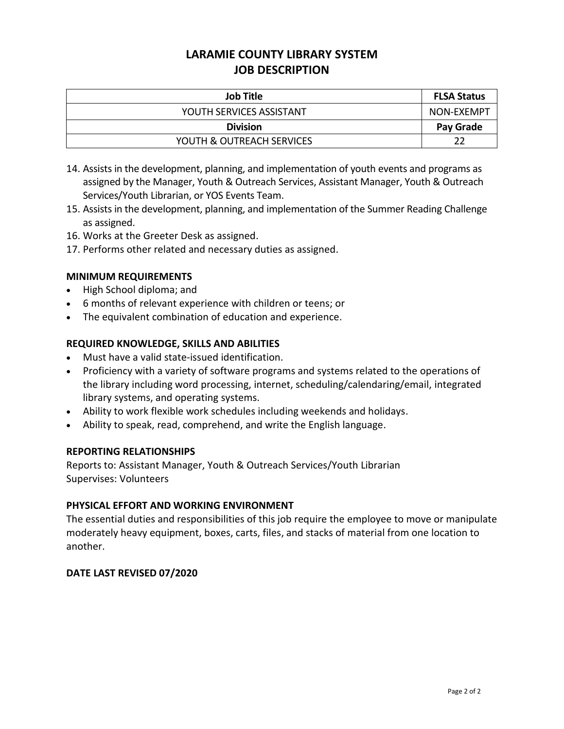# LARAMIE COUNTY LIBRARY SYSTEM
# JOB DESCRIPTION

| Job Title | FLSA Status |
|---|---|
| YOUTH SERVICES ASSISTANT | NON-EXEMPT |
| **Division** | **Pay Grade** |
| YOUTH & OUTREACH SERVICES | 22 |

14. Assists in the development, planning, and implementation of youth events and programs as assigned by the Manager, Youth & Outreach Services, Assistant Manager, Youth & Outreach Services/Youth Librarian, or YOS Events Team.
15. Assists in the development, planning, and implementation of the Summer Reading Challenge as assigned.
16. Works at the Greeter Desk as assigned.
17. Performs other related and necessary duties as assigned.

### MINIMUM REQUIREMENTS

- High School diploma; and
- 6 months of relevant experience with children or teens; or
- The equivalent combination of education and experience.

### REQUIRED KNOWLEDGE, SKILLS AND ABILITIES

- Must have a valid state-issued identification.
- Proficiency with a variety of software programs and systems related to the operations of the library including word processing, internet, scheduling/calendaring/email, integrated library systems, and operating systems.
- Ability to work flexible work schedules including weekends and holidays.
- Ability to speak, read, comprehend, and write the English language.

### REPORTING RELATIONSHIPS

Reports to: Assistant Manager, Youth & Outreach Services/Youth Librarian
Supervises: Volunteers

### PHYSICAL EFFORT AND WORKING ENVIRONMENT

The essential duties and responsibilities of this job require the employee to move or manipulate moderately heavy equipment, boxes, carts, files, and stacks of material from one location to another.

**DATE LAST REVISED 07/2020**